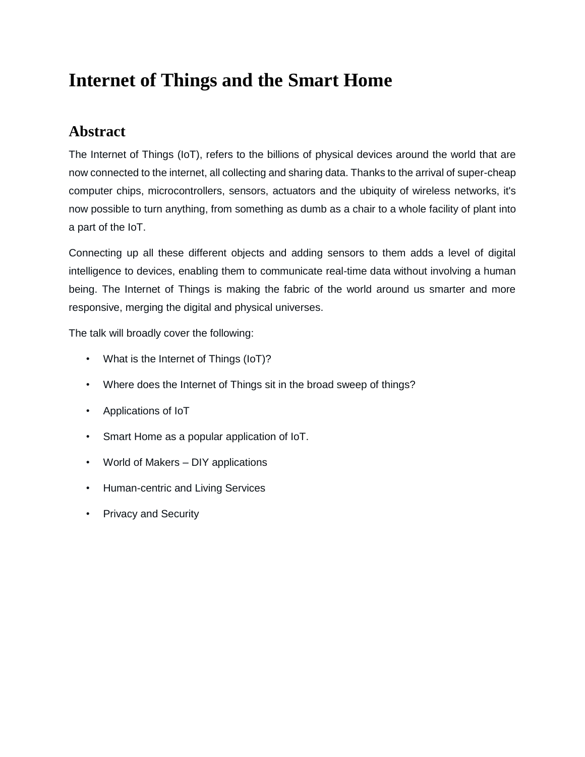# Internet of Things and the Smart Home

## Abstract

The Internet of Things (IoT), refers to the billions of physical devices around the world that are now connected to the internet, all collecting and sharing data. Thanks to the arrival of super-cheap computer chips, microcontrollers, sensors, actuators and the ubiquity of wireless networks, it's now possible to turn anything, from something as dumb as a chair to a whole facility of plant into a part of the IoT.

Connecting up all these different objects and adding sensors to them adds a level of digital intelligence to devices, enabling them to communicate real-time data without involving a human being. The Internet of Things is making the fabric of the world around us smarter and more responsive, merging the digital and physical universes.

The talk will broadly cover the following:

- What is the Internet of Things (IoT)?
- Where does the Internet of Things sit in the broad sweep of things?
- Applications of IoT
- Smart Home as a popular application of IoT.
- World of Makers – DIY applications
- Human-centric and Living Services
- Privacy and Security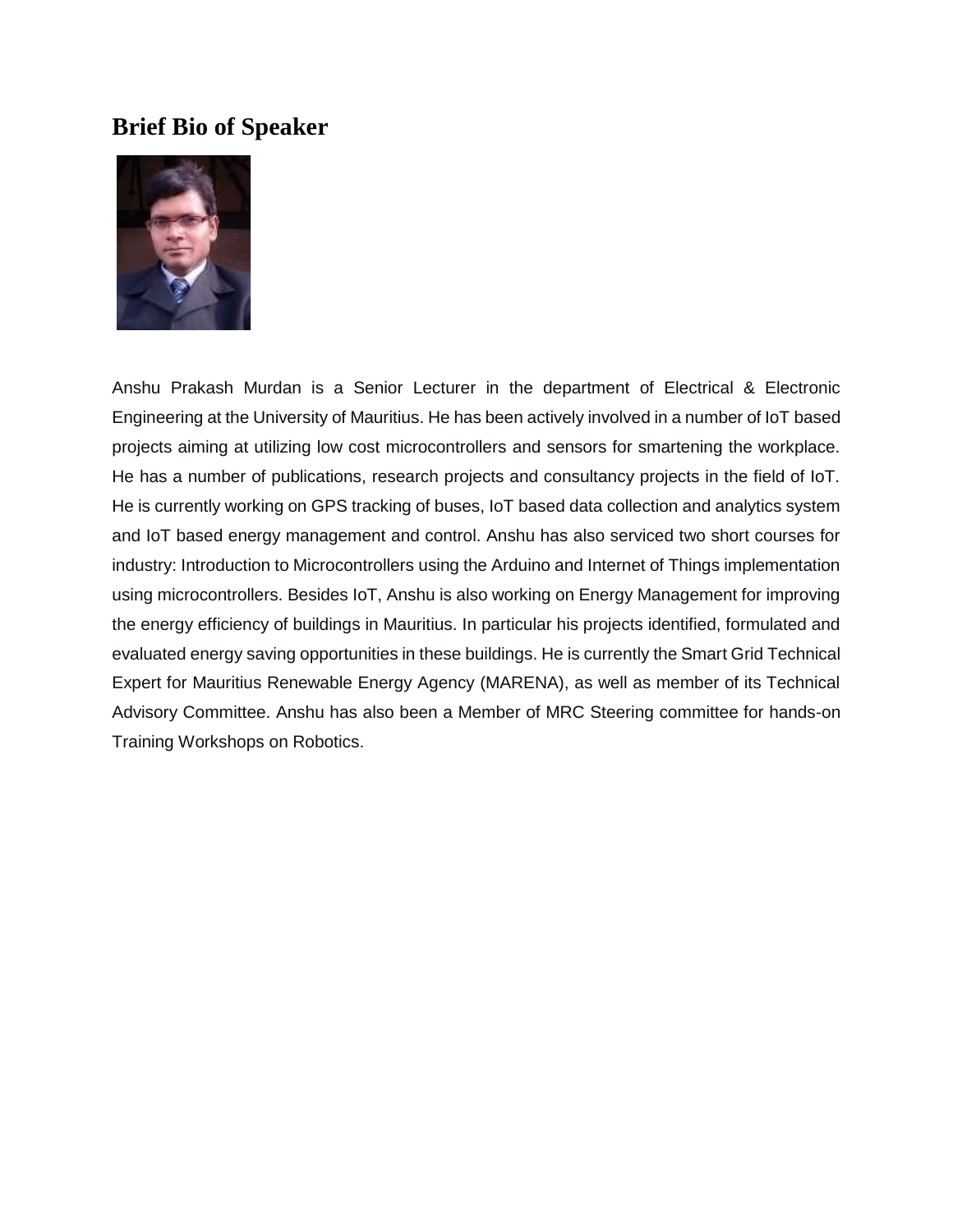# Brief Bio of Speaker

Anshu Prakash Murdan is a Senior Lecturer in the department of Electrical & Electronic Engineering at the University of Mauritius. He has been actively involved in a number of IoT based projects aiming at utilizing low cost microcontrollers and sensors for smartening the workplace. He has a number of publications, research projects and consultancy projects in the field of IoT. He is currently working on GPS tracking of buses, IoT based data collection and analytics system and IoT based energy management and control. Anshu has also serviced two short courses for industry: Introduction to Microcontrollers using the Arduino and Internet of Things implementation using microcontrollers. Besides IoT, Anshu is also working on Energy Management for improving the energy efficiency of buildings in Mauritius. In particular his projects identified, formulated and evaluated energy saving opportunities in these buildings. He is currently the Smart Grid Technical Expert for Mauritius Renewable Energy Agency (MARENA), as well as member of its Technical Advisory Committee. Anshu has also been a Member of MRC Steering committee for hands-on Training Workshops on Robotics.